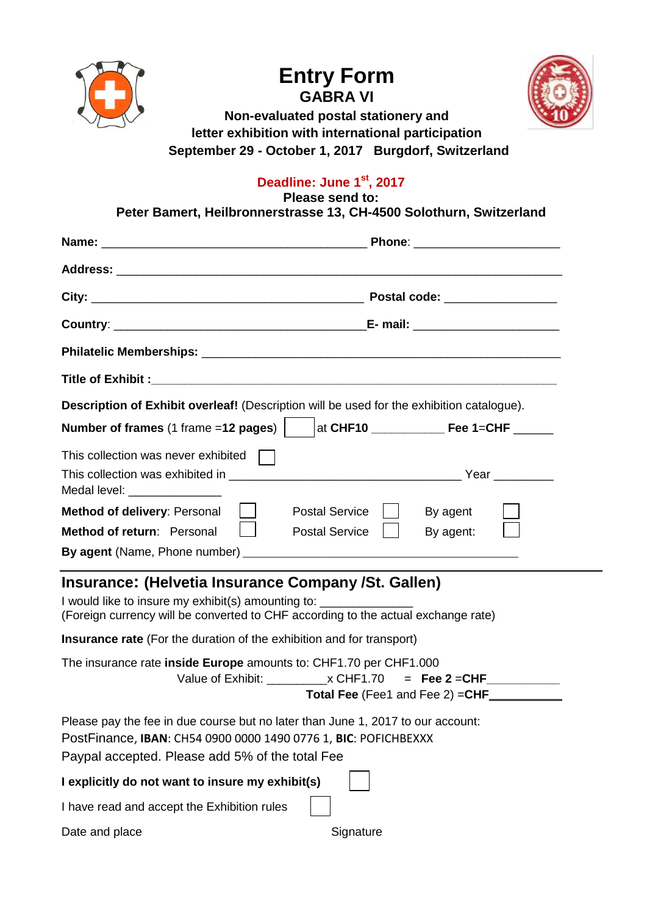# Entry Form

## GABRA VI

**Non-evaluated postal stationery and letter exhibition with international participation**

**September 29 - October 1, 2017 Burgdorf, Switzerland**

**Deadline: June 1st, 2017**

**Please send to:**

**Peter Bamert, Heilbronnerstrasse 13, CH-4500 Solothurn, Switzerland**

**Name:** ________________________________________ **Phone**: ______________________

**Address:** ___________________________________________________________________

**City:** _________________________________________ **Postal code:** ________________

**Country**: ______________________________________**E- mail:** ______________________

**Philatelic Memberships:** ______________________________________________________

**Title of Exhibit :**___________________________________________________________

**Description of Exhibit overleaf!** (Description will be used for the exhibition catalogue).

**Number of frames** (1 frame =**12 pages**) ☐ at **CHF10** __________ **Fee 1**=**CHF** ______

This collection was never exhibited ☐

This collection was exhibited in ___________________________________ Year _________

Medal level: ______________

**Method of delivery**: Personal ☐ Postal Service ☐ By agent ☐

**Method of return**: Personal ☐ Postal Service ☐ By agent: ☐

**By agent** (Name, Phone number) ___________________________________________

## Insurance: (Helvetia Insurance Company /St. Gallen)

I would like to insure my exhibit(s) amounting to: ______________

(Foreign currency will be converted to CHF according to the actual exchange rate)

**Insurance rate** (For the duration of the exhibition and for transport)

The insurance rate **inside Europe** amounts to: CHF1.70 per CHF1.000

Value of Exhibit: _________x CHF1.70 = **Fee 2** =**CHF**___________

**Total Fee** (Fee1 and Fee 2) =**CHF**___________

Please pay the fee in due course but no later than June 1, 2017 to our account:

PostFinance, **IBAN**: CH54 0900 0000 1490 0776 1, **BIC**: POFICHBEXXX

Paypal accepted. Please add 5% of the total Fee

**I explicitly do not want to insure my exhibit(s)** ☐

I have read and accept the Exhibition rules ☐

Date and place Signature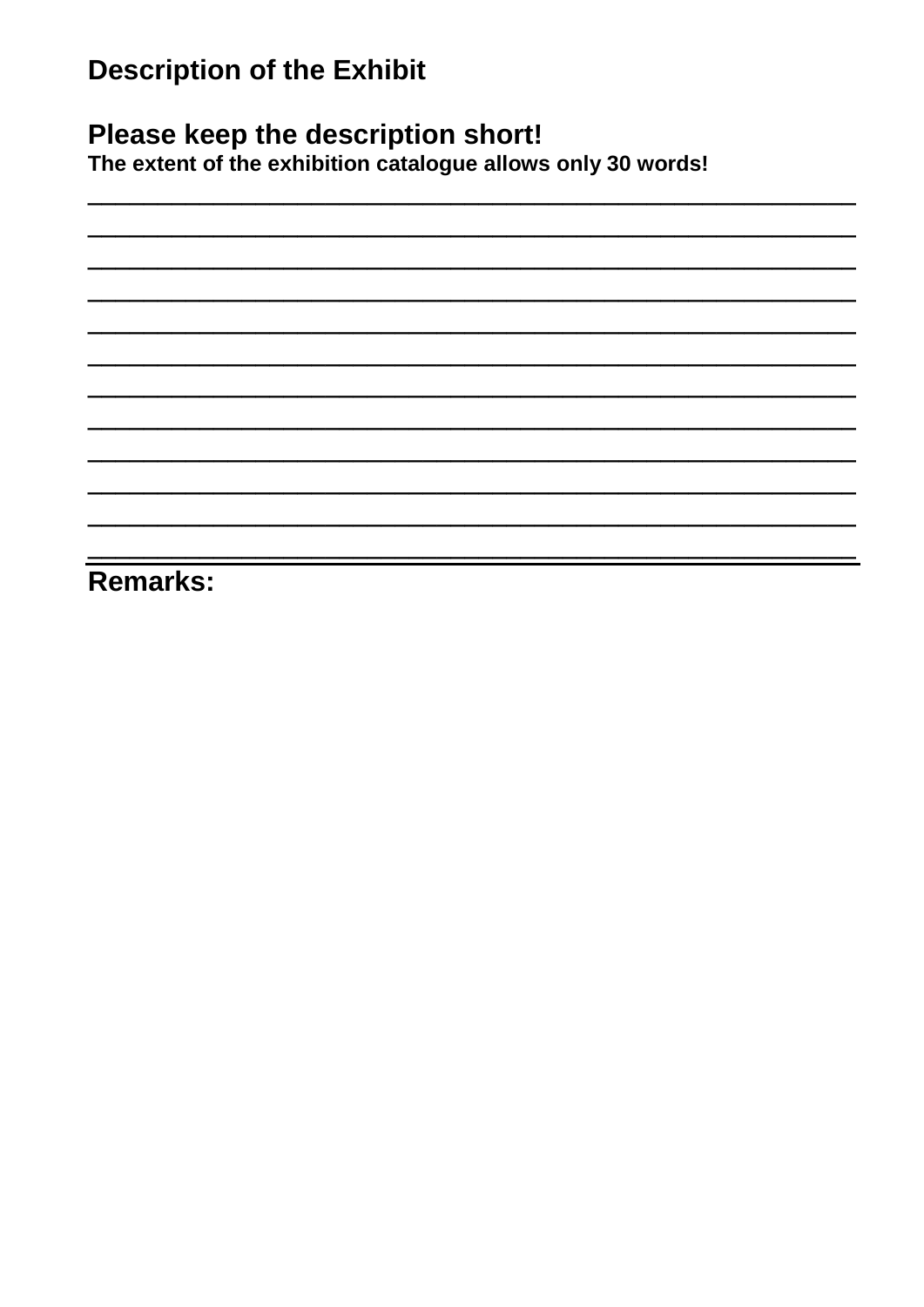## Description of the Exhibit

## Please keep the description short!

**The extent of the exhibition catalogue allows only 30 words!**

\_\_\_\_\_\_\_\_\_\_\_\_\_\_\_\_\_\_\_\_\_\_\_\_\_\_\_\_\_\_\_\_\_\_\_\_\_\_\_\_\_\_\_\_\_\_\_\_\_\_\_\_\_\_\_\_\_\_

\_\_\_\_\_\_\_\_\_\_\_\_\_\_\_\_\_\_\_\_\_\_\_\_\_\_\_\_\_\_\_\_\_\_\_\_\_\_\_\_\_\_\_\_\_\_\_\_\_\_\_\_\_\_\_\_\_\_

\_\_\_\_\_\_\_\_\_\_\_\_\_\_\_\_\_\_\_\_\_\_\_\_\_\_\_\_\_\_\_\_\_\_\_\_\_\_\_\_\_\_\_\_\_\_\_\_\_\_\_\_\_\_\_\_\_\_

\_\_\_\_\_\_\_\_\_\_\_\_\_\_\_\_\_\_\_\_\_\_\_\_\_\_\_\_\_\_\_\_\_\_\_\_\_\_\_\_\_\_\_\_\_\_\_\_\_\_\_\_\_\_\_\_\_\_

\_\_\_\_\_\_\_\_\_\_\_\_\_\_\_\_\_\_\_\_\_\_\_\_\_\_\_\_\_\_\_\_\_\_\_\_\_\_\_\_\_\_\_\_\_\_\_\_\_\_\_\_\_\_\_\_\_\_

\_\_\_\_\_\_\_\_\_\_\_\_\_\_\_\_\_\_\_\_\_\_\_\_\_\_\_\_\_\_\_\_\_\_\_\_\_\_\_\_\_\_\_\_\_\_\_\_\_\_\_\_\_\_\_\_\_\_

\_\_\_\_\_\_\_\_\_\_\_\_\_\_\_\_\_\_\_\_\_\_\_\_\_\_\_\_\_\_\_\_\_\_\_\_\_\_\_\_\_\_\_\_\_\_\_\_\_\_\_\_\_\_\_\_\_\_

\_\_\_\_\_\_\_\_\_\_\_\_\_\_\_\_\_\_\_\_\_\_\_\_\_\_\_\_\_\_\_\_\_\_\_\_\_\_\_\_\_\_\_\_\_\_\_\_\_\_\_\_\_\_\_\_\_\_

\_\_\_\_\_\_\_\_\_\_\_\_\_\_\_\_\_\_\_\_\_\_\_\_\_\_\_\_\_\_\_\_\_\_\_\_\_\_\_\_\_\_\_\_\_\_\_\_\_\_\_\_\_\_\_\_\_\_

\_\_\_\_\_\_\_\_\_\_\_\_\_\_\_\_\_\_\_\_\_\_\_\_\_\_\_\_\_\_\_\_\_\_\_\_\_\_\_\_\_\_\_\_\_\_\_\_\_\_\_\_\_\_\_\_\_\_

\_\_\_\_\_\_\_\_\_\_\_\_\_\_\_\_\_\_\_\_\_\_\_\_\_\_\_\_\_\_\_\_\_\_\_\_\_\_\_\_\_\_\_\_\_\_\_\_\_\_\_\_\_\_\_\_\_\_

\_\_\_\_\_\_\_\_\_\_\_\_\_\_\_\_\_\_\_\_\_\_\_\_\_\_\_\_\_\_\_\_\_\_\_\_\_\_\_\_\_\_\_\_\_\_\_\_\_\_\_\_\_\_\_\_\_\_

**Remarks:**